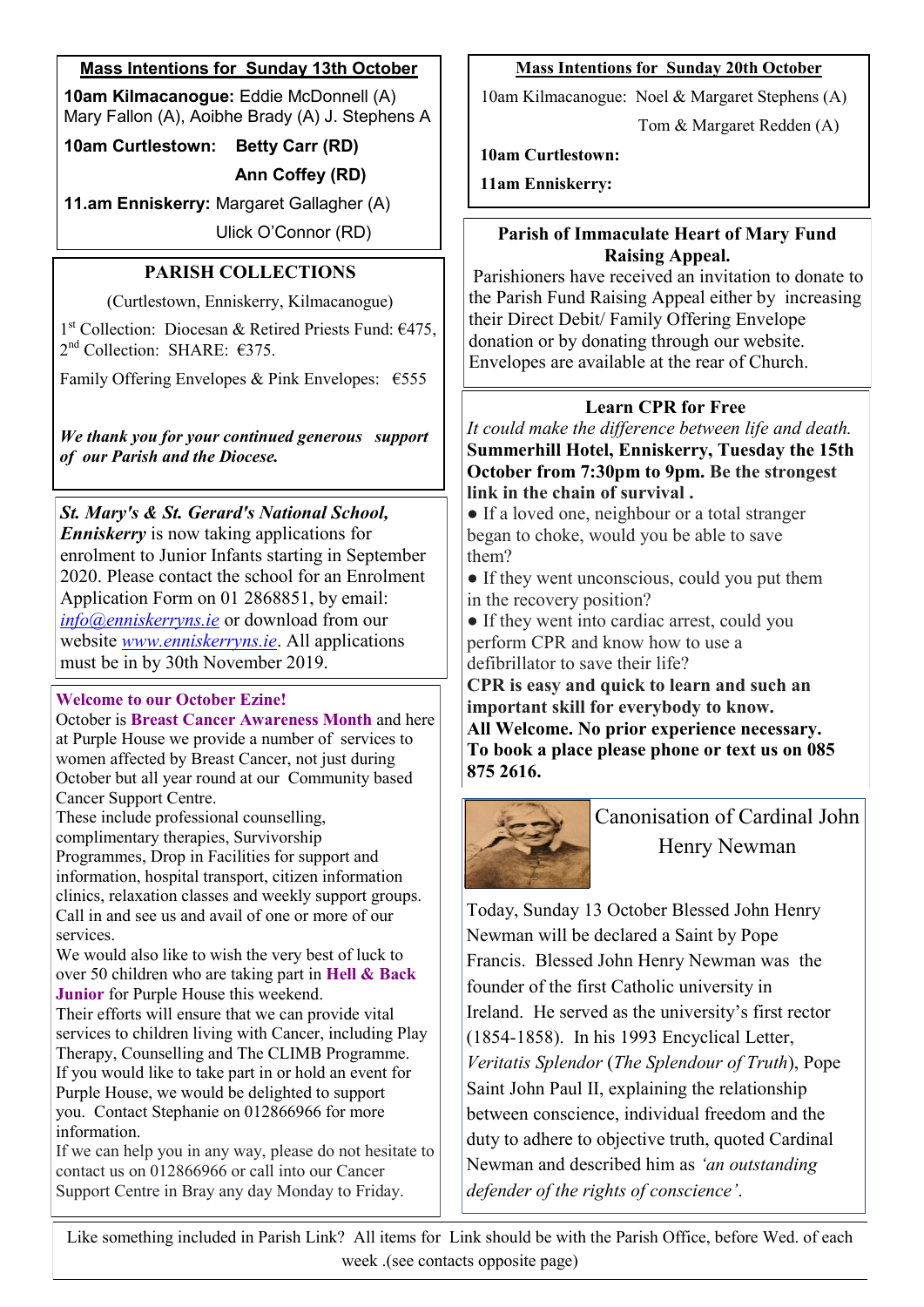## Mass Intentions for Sunday 13th October

**10am Kilmacanogue:** Eddie McDonnell (A) Mary Fallon (A), Aoibhe Brady (A) J. Stephens A

**10am Curtlestown:** **Betty Carr (RD)**

**Ann Coffey (RD)**

**11.am Enniskerry:** Margaret Gallagher (A)

Ulick O'Connor (RD)

## PARISH COLLECTIONS

(Curtlestown, Enniskerry, Kilmacanogue)

1st Collection: Diocesan & Retired Priests Fund: €475,
2nd Collection: SHARE: €375.

Family Offering Envelopes & Pink Envelopes: €555

***We thank you for your continued generous support of our Parish and the Diocese.***

***St. Mary's & St. Gerard's National School, Enniskerry*** is now taking applications for enrolment to Junior Infants starting in September 2020. Please contact the school for an Enrolment Application Form on 01 2868851, by email: *info@enniskerryns.ie* or download from our website *www.enniskerryns.ie*. All applications must be in by 30th November 2019.

**Welcome to our October Ezine!**

October is **Breast Cancer Awareness Month** and here at Purple House we provide a number of services to women affected by Breast Cancer, not just during October but all year round at our Community based Cancer Support Centre.

These include professional counselling, complimentary therapies, Survivorship Programmes, Drop in Facilities for support and information, hospital transport, citizen information clinics, relaxation classes and weekly support groups. Call in and see us and avail of one or more of our services.

We would also like to wish the very best of luck to over 50 children who are taking part in **Hell & Back Junior** for Purple House this weekend.

Their efforts will ensure that we can provide vital services to children living with Cancer, including Play Therapy, Counselling and The CLIMB Programme.

If you would like to take part in or hold an event for Purple House, we would be delighted to support you. Contact Stephanie on 012866966 for more information.

If we can help you in any way, please do not hesitate to contact us on 012866966 or call into our Cancer Support Centre in Bray any day Monday to Friday.

## Mass Intentions for Sunday 20th October

10am Kilmacanogue: Noel & Margaret Stephens (A)

Tom & Margaret Redden (A)

**10am Curtlestown:**

**11am Enniskerry:**

## Parish of Immaculate Heart of Mary Fund Raising Appeal.

Parishioners have received an invitation to donate to the Parish Fund Raising Appeal either by increasing their Direct Debit/ Family Offering Envelope donation or by donating through our website. Envelopes are available at the rear of Church.

## Learn CPR for Free

*It could make the difference between life and death.*
**Summerhill Hotel, Enniskerry, Tuesday the 15th October from 7:30pm to 9pm. Be the strongest link in the chain of survival .**

- If a loved one, neighbour or a total stranger began to choke, would you be able to save them?
- If they went unconscious, could you put them in the recovery position?
- If they went into cardiac arrest, could you perform CPR and know how to use a defibrillator to save their life?

**CPR is easy and quick to learn and such an important skill for everybody to know.**
**All Welcome. No prior experience necessary.**
**To book a place please phone or text us on 085 875 2616.**

## Canonisation of Cardinal John Henry Newman

Today, Sunday 13 October Blessed John Henry Newman will be declared a Saint by Pope Francis. Blessed John Henry Newman was the founder of the first Catholic university in Ireland. He served as the university's first rector (1854-1858). In his 1993 Encyclical Letter, *Veritatis Splendor* (*The Splendour of Truth*), Pope Saint John Paul II, explaining the relationship between conscience, individual freedom and the duty to adhere to objective truth, quoted Cardinal Newman and described him as *'an outstanding defender of the rights of conscience'*.

Like something included in Parish Link? All items for Link should be with the Parish Office, before Wed. of each week .(see contacts opposite page)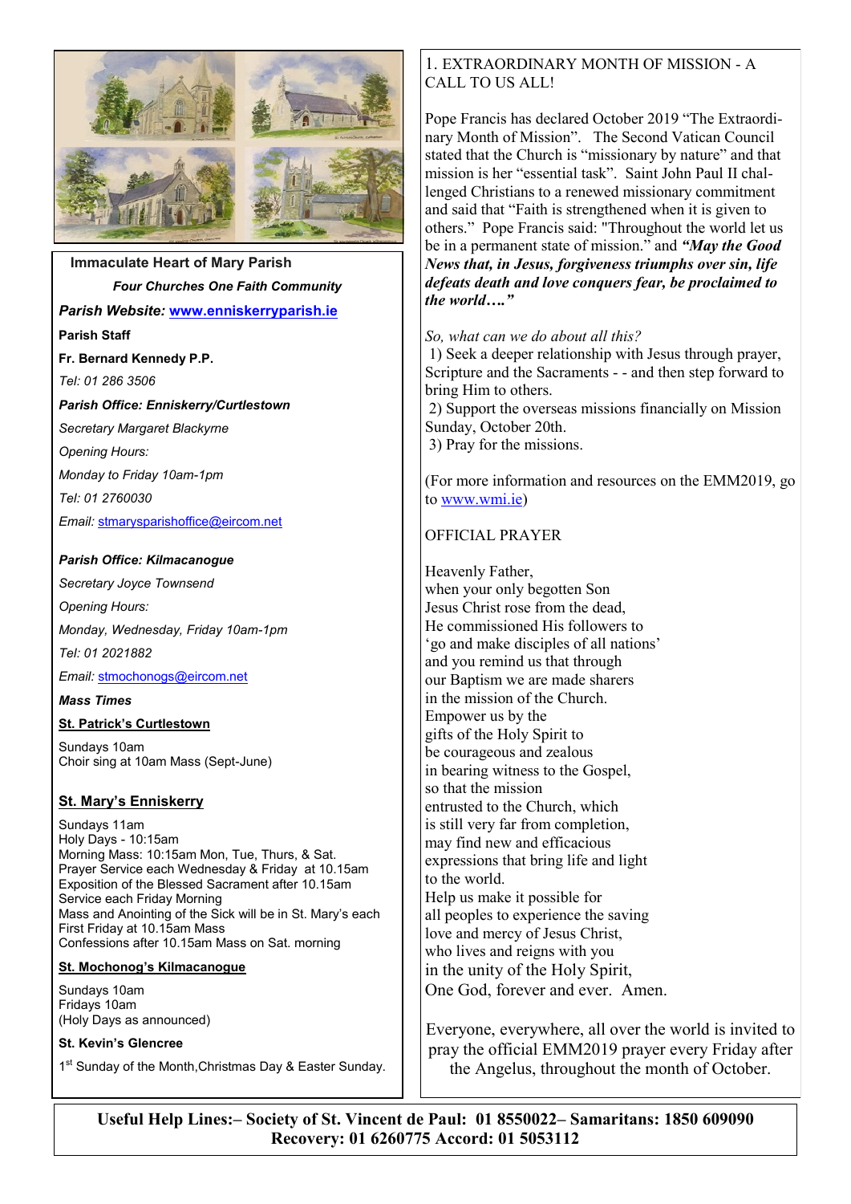**Immaculate Heart of Mary Parish**

***Four Churches One Faith Community***

***Parish Website:* [www.enniskerryparish.ie](http://www.enniskerryparish.ie)**

**Parish Staff**

**Fr. Bernard Kennedy P.P.**

*Tel: 01 286 3506*

***Parish Office: Enniskerry/Curtlestown***

*Secretary Margaret Blackyrne*

*Opening Hours:*

*Monday to Friday 10am-1pm*

*Tel: 01 2760030*

*Email:* stmarysparishoffice@eircom.net

***Parish Office: Kilmacanogue***

*Secretary Joyce Townsend*

*Opening Hours:*

*Monday, Wednesday, Friday 10am-1pm*

*Tel: 01 2021882*

*Email:* stmochonogs@eircom.net

***Mass Times***

**St. Patrick's Curtlestown**

Sundays 10am
Choir sing at 10am Mass (Sept-June)

**St. Mary's Enniskerry**

Sundays 11am
Holy Days - 10:15am
Morning Mass: 10:15am Mon, Tue, Thurs, & Sat.
Prayer Service each Wednesday & Friday at 10.15am
Exposition of the Blessed Sacrament after 10.15am Service each Friday Morning
Mass and Anointing of the Sick will be in St. Mary's each First Friday at 10.15am Mass
Confessions after 10.15am Mass on Sat. morning

**St. Mochonog's Kilmacanogue**

Sundays 10am
Fridays 10am
(Holy Days as announced)

**St. Kevin's Glencree**

1st Sunday of the Month,Christmas Day & Easter Sunday.

## 1. EXTRAORDINARY MONTH OF MISSION - A CALL TO US ALL!

Pope Francis has declared October 2019 "The Extraordinary Month of Mission". The Second Vatican Council stated that the Church is "missionary by nature" and that mission is her "essential task". Saint John Paul II challenged Christians to a renewed missionary commitment and said that "Faith is strengthened when it is given to others." Pope Francis said: "Throughout the world let us be in a permanent state of mission." and ***"May the Good News that, in Jesus, forgiveness triumphs over sin, life defeats death and love conquers fear, be proclaimed to the world…."***

*So, what can we do about all this?*

1) Seek a deeper relationship with Jesus through prayer, Scripture and the Sacraments - - and then step forward to bring Him to others.
2) Support the overseas missions financially on Mission Sunday, October 20th.
3) Pray for the missions.

(For more information and resources on the EMM2019, go to [www.wmi.ie](http://www.wmi.ie))

OFFICIAL PRAYER

Heavenly Father,
when your only begotten Son
Jesus Christ rose from the dead,
He commissioned His followers to
'go and make disciples of all nations'
and you remind us that through
our Baptism we are made sharers
in the mission of the Church.
Empower us by the
gifts of the Holy Spirit to
be courageous and zealous
in bearing witness to the Gospel,
so that the mission
entrusted to the Church, which
is still very far from completion,
may find new and efficacious
expressions that bring life and light
to the world.
Help us make it possible for
all peoples to experience the saving
love and mercy of Jesus Christ,
who lives and reigns with you
in the unity of the Holy Spirit,
One God, forever and ever. Amen.

Everyone, everywhere, all over the world is invited to pray the official EMM2019 prayer every Friday after the Angelus, throughout the month of October.

**Useful Help Lines:– Society of St. Vincent de Paul: 01 8550022– Samaritans: 1850 609090 Recovery: 01 6260775 Accord: 01 5053112**